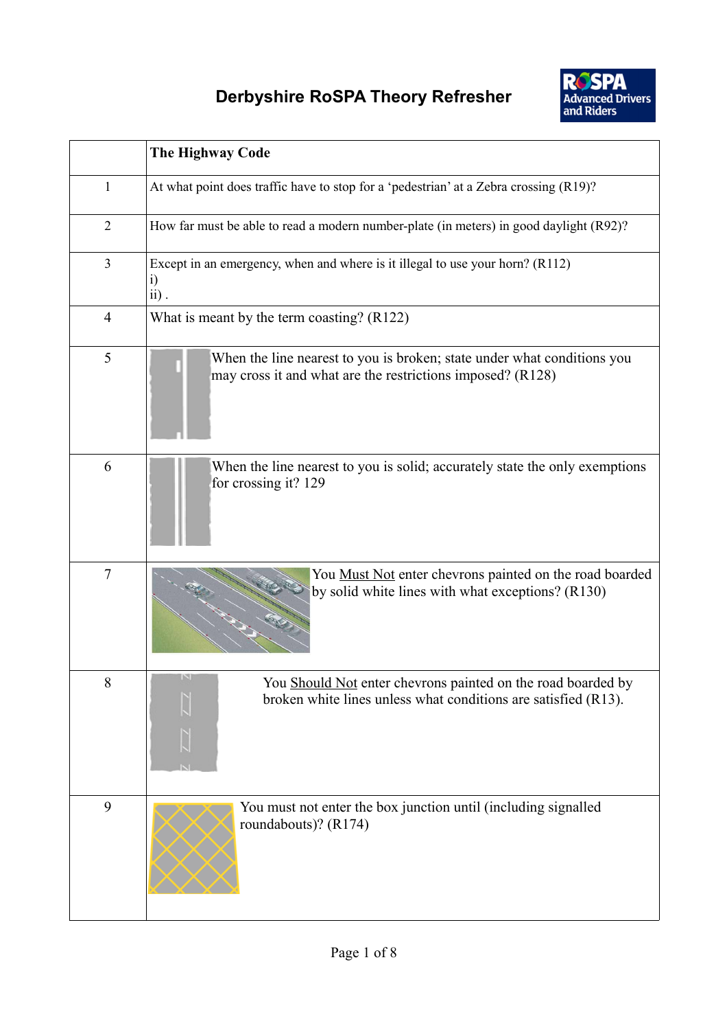# Derbyshire RoSPA Theory Refresher

| | The Highway Code |
|---|---|
| 1 | At what point does traffic have to stop for a 'pedestrian' at a Zebra crossing (R19)? |
| 2 | How far must be able to read a modern number-plate (in meters) in good daylight (R92)? |
| 3 | Except in an emergency, when and where is it illegal to use your horn? (R112)<br>i)<br>ii) . |
| 4 | What is meant by the term coasting? (R122) |
| 5 | When the line nearest to you is broken; state under what conditions you may cross it and what are the restrictions imposed? (R128) |
| 6 | When the line nearest to you is solid; accurately state the only exemptions for crossing it? 129 |
| 7 | You Must Not enter chevrons painted on the road boarded by solid white lines with what exceptions? (R130) |
| 8 | You Should Not enter chevrons painted on the road boarded by broken white lines unless what conditions are satisfied (R13). |
| 9 | You must not enter the box junction until (including signalled roundabouts)? (R174) |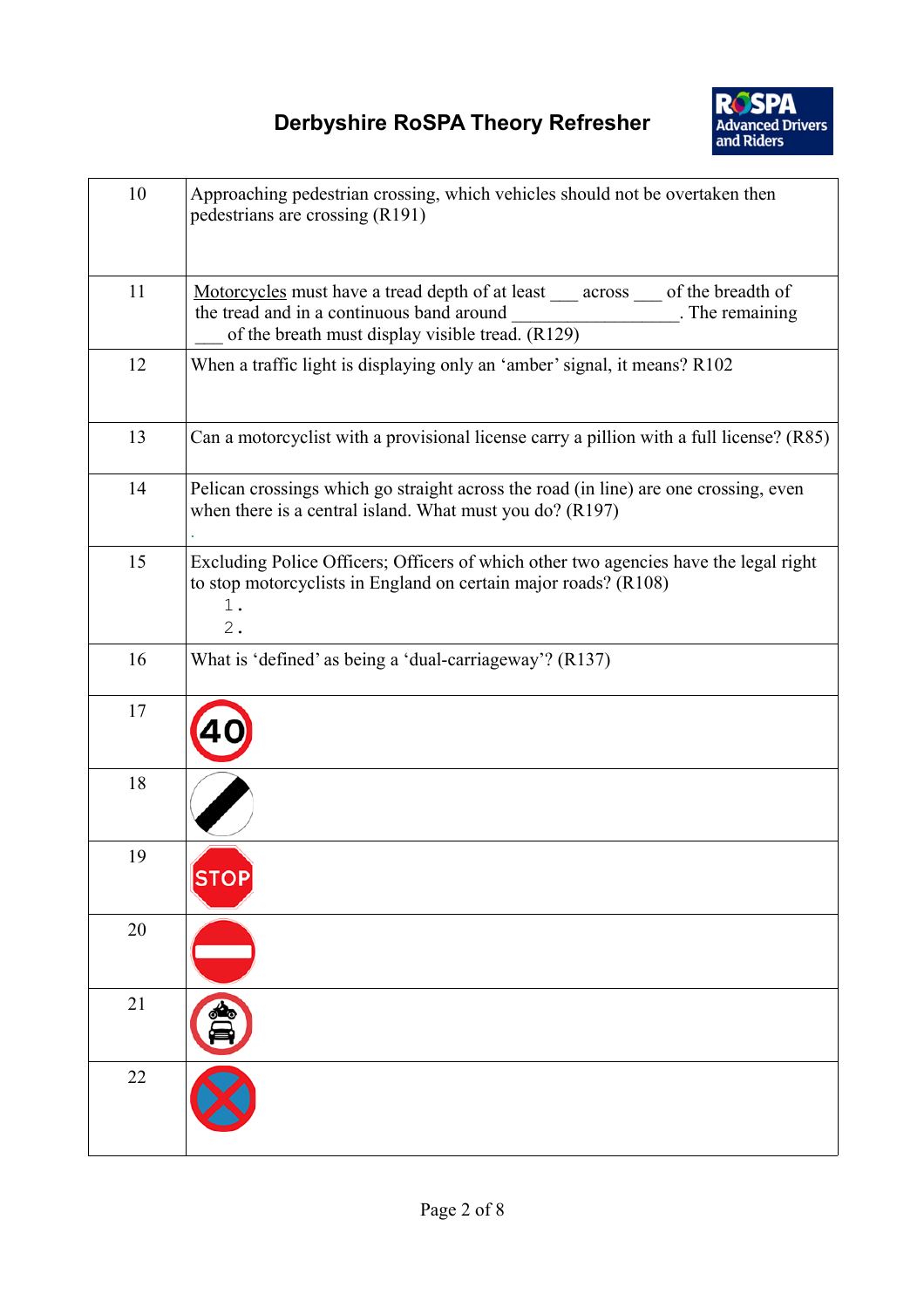# Derbyshire RoSPA Theory Refresher

| | |
|---|---|
| 10 | Approaching pedestrian crossing, which vehicles should not be overtaken then pedestrians are crossing (R191) |
| 11 | <u>Motorcycles</u> must have a tread depth of at least ___ across ___ of the breadth of the tread and in a continuous band around _________________. The remaining ___ of the breath must display visible tread. (R129) |
| 12 | When a traffic light is displaying only an 'amber' signal, it means? R102 |
| 13 | Can a motorcyclist with a provisional license carry a pillion with a full license? (R85) |
| 14 | Pelican crossings which go straight across the road (in line) are one crossing, even when there is a central island. What must you do? (R197) . |
| 15 | Excluding Police Officers; Officers of which other two agencies have the legal right to stop motorcyclists in England on certain major roads? (R108) 1. 2. |
| 16 | What is 'defined' as being a 'dual-carriageway'? (R137) |
| 17 | |
| 18 | |
| 19 | |
| 20 | |
| 21 | |
| 22 | |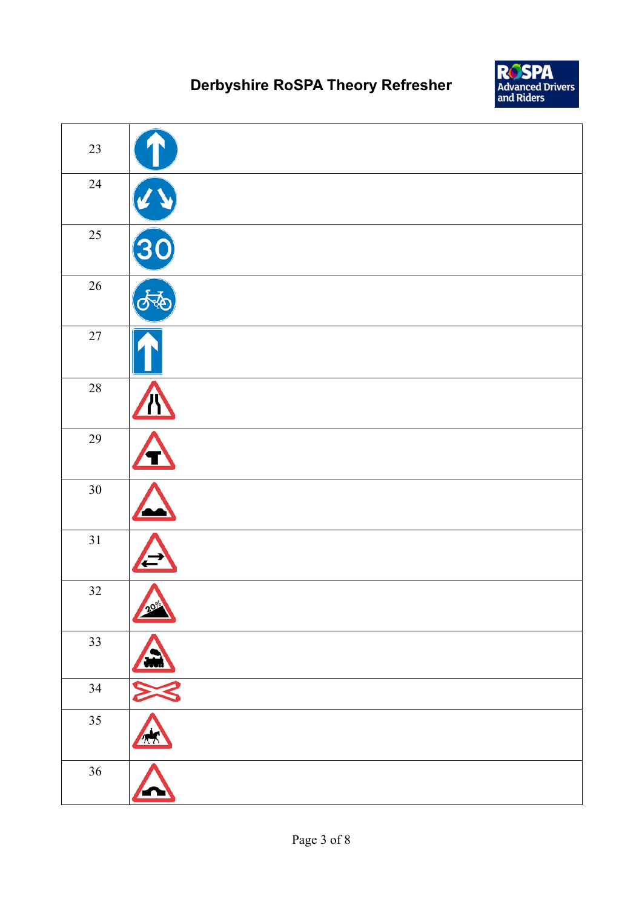| | |
|---|---|
| 23 | |
| 24 | |
| 25 | |
| 26 | |
| 27 | |
| 28 | |
| 29 | |
| 30 | |
| 31 | |
| 32 | |
| 33 | |
| 34 | |
| 35 | |
| 36 | |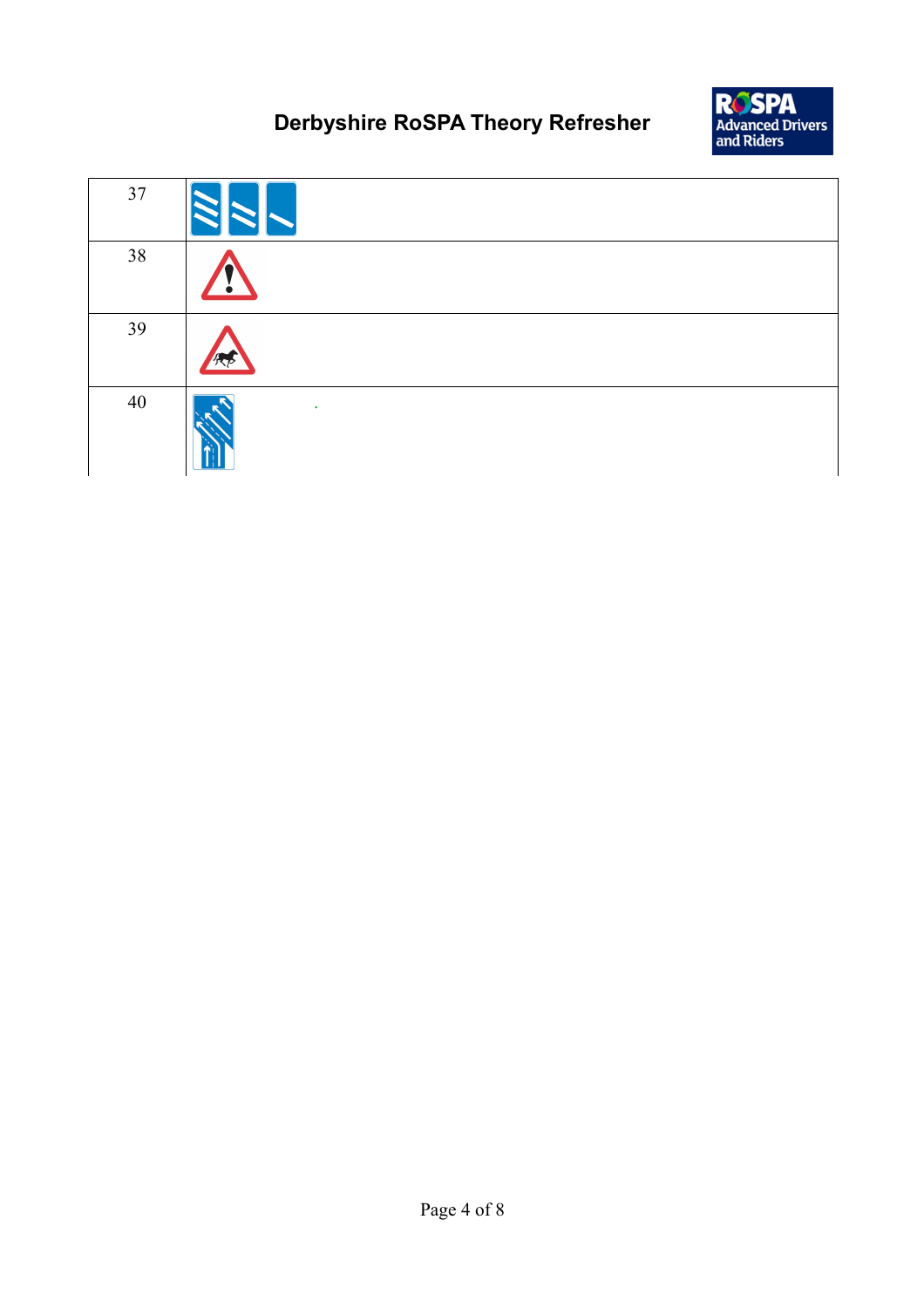| | |
|---|---|
| 37 | |
| 38 | |
| 39 | |
| 40 | . |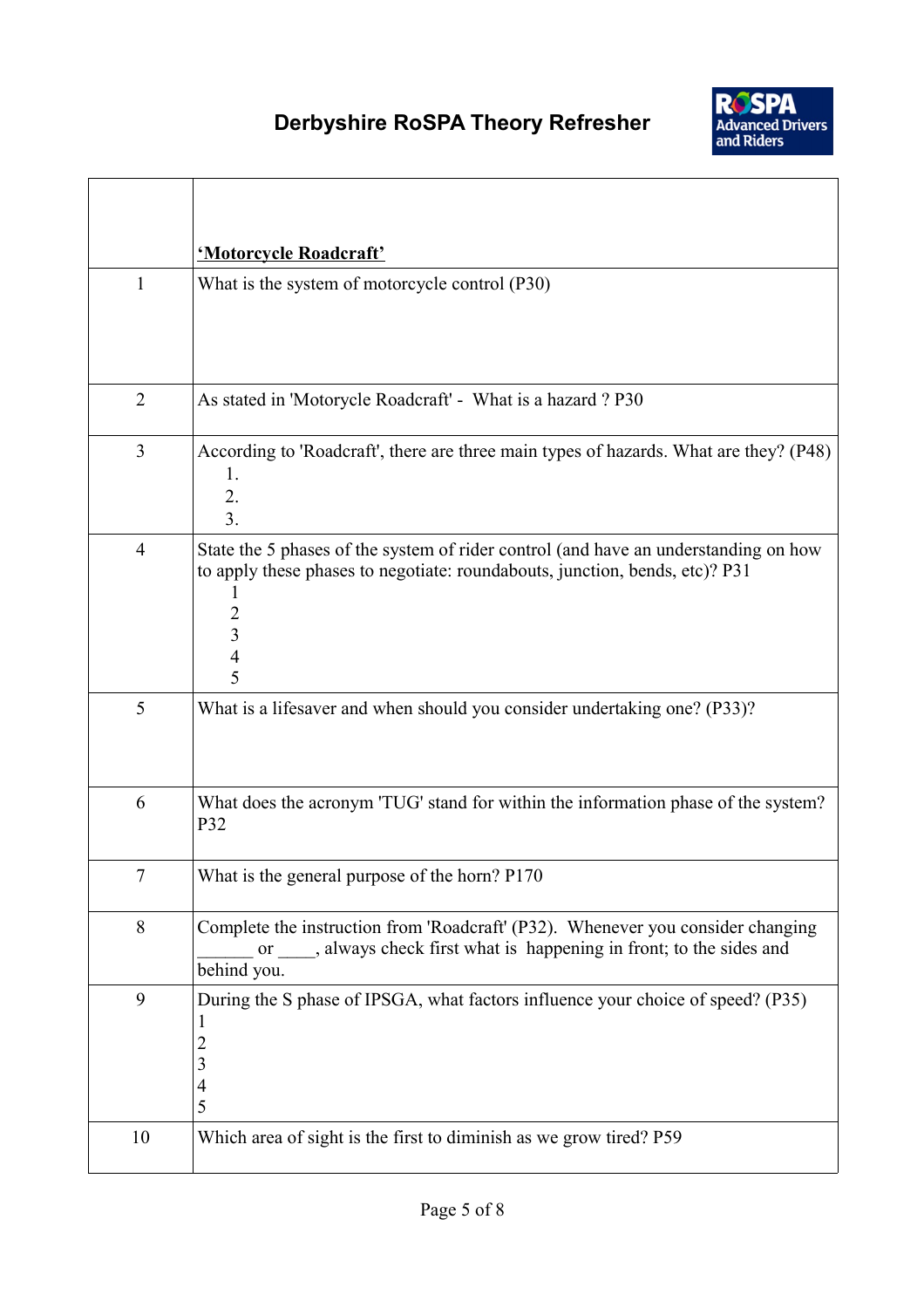# Derbyshire RoSPA Theory Refresher

| | **'Motorcycle Roadcraft'** |
|---|---|
| 1 | What is the system of motorcycle control (P30) |
| 2 | As stated in 'Motorycle Roadcraft' - What is a hazard ? P30 |
| 3 | According to 'Roadcraft', there are three main types of hazards. What are they? (P48)<br>1.<br>2.<br>3. |
| 4 | State the 5 phases of the system of rider control (and have an understanding on how to apply these phases to negotiate: roundabouts, junction, bends, etc)? P31<br>1<br>2<br>3<br>4<br>5 |
| 5 | What is a lifesaver and when should you consider undertaking one? (P33)? |
| 6 | What does the acronym 'TUG' stand for within the information phase of the system? P32 |
| 7 | What is the general purpose of the horn? P170 |
| 8 | Complete the instruction from 'Roadcraft' (P32). Whenever you consider changing ______ or ____, always check first what is happening in front; to the sides and behind you. |
| 9 | During the S phase of IPSGA, what factors influence your choice of speed? (P35)<br>1<br>2<br>3<br>4<br>5 |
| 10 | Which area of sight is the first to diminish as we grow tired? P59 |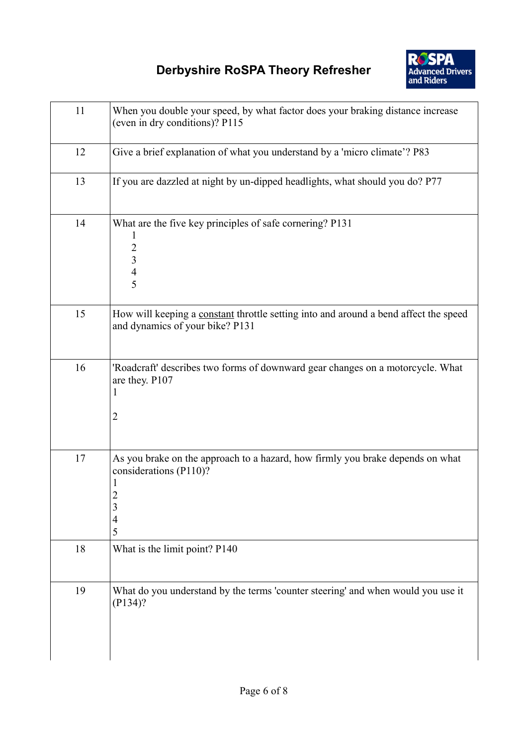# Derbyshire RoSPA Theory Refresher

| | |
|---|---|
| 11 | When you double your speed, by what factor does your braking distance increase (even in dry conditions)? P115 |
| 12 | Give a brief explanation of what you understand by a 'micro climate'? P83 |
| 13 | If you are dazzled at night by un-dipped headlights, what should you do? P77 |
| 14 | What are the five key principles of safe cornering? P131<br>1<br>2<br>3<br>4<br>5 |
| 15 | How will keeping a <u>constant</u> throttle setting into and around a bend affect the speed and dynamics of your bike? P131 |
| 16 | 'Roadcraft' describes two forms of downward gear changes on a motorcycle. What are they. P107<br>1<br><br>2 |
| 17 | As you brake on the approach to a hazard, how firmly you brake depends on what considerations (P110)?<br>1<br>2<br>3<br>4<br>5 |
| 18 | What is the limit point? P140 |
| 19 | What do you understand by the terms 'counter steering' and when would you use it (P134)? |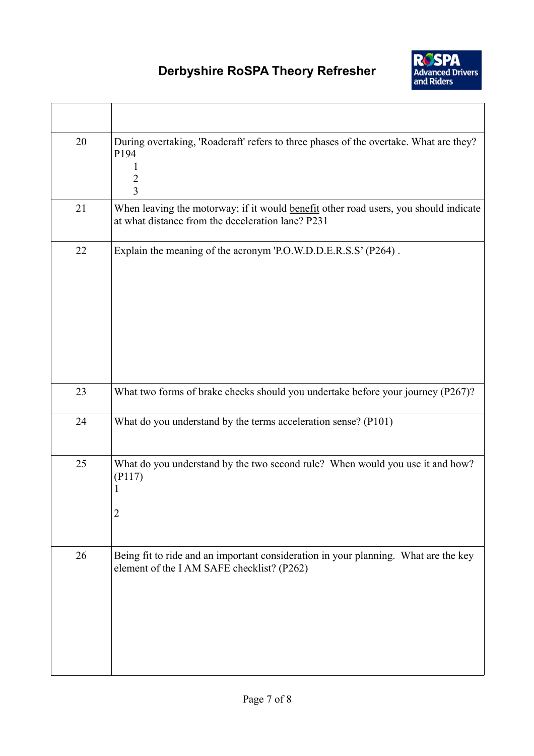# Derbyshire RoSPA Theory Refresher

| | |
|---|---|
| | |
| 20 | During overtaking, 'Roadcraft' refers to three phases of the overtake. What are they? P194<br>1<br>2<br>3 |
| 21 | When leaving the motorway; if it would <u>benefit</u> other road users, you should indicate at what distance from the deceleration lane? P231 |
| 22 | Explain the meaning of the acronym 'P.O.W.D.D.E.R.S.S' (P264) . |
| 23 | What two forms of brake checks should you undertake before your journey (P267)? |
| 24 | What do you understand by the terms acceleration sense? (P101) |
| 25 | What do you understand by the two second rule? When would you use it and how? (P117)<br>1<br><br>2 |
| 26 | Being fit to ride and an important consideration in your planning. What are the key element of the I AM SAFE checklist? (P262) |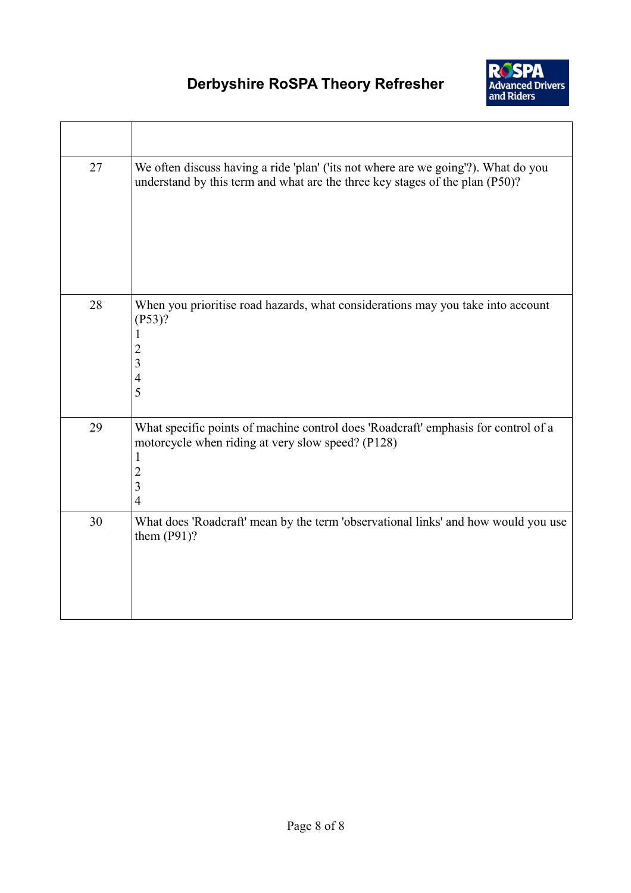| | |
|---|---|
| 27 | We often discuss having a ride 'plan' ('its not where are we going'?). What do you understand by this term and what are the three key stages of the plan (P50)? |
| 28 | When you prioritise road hazards, what considerations may you take into account (P53)?<br>1<br>2<br>3<br>4<br>5 |
| 29 | What specific points of machine control does 'Roadcraft' emphasis for control of a motorcycle when riding at very slow speed? (P128)<br>1<br>2<br>3<br>4 |
| 30 | What does 'Roadcraft' mean by the term 'observational links' and how would you use them (P91)? |